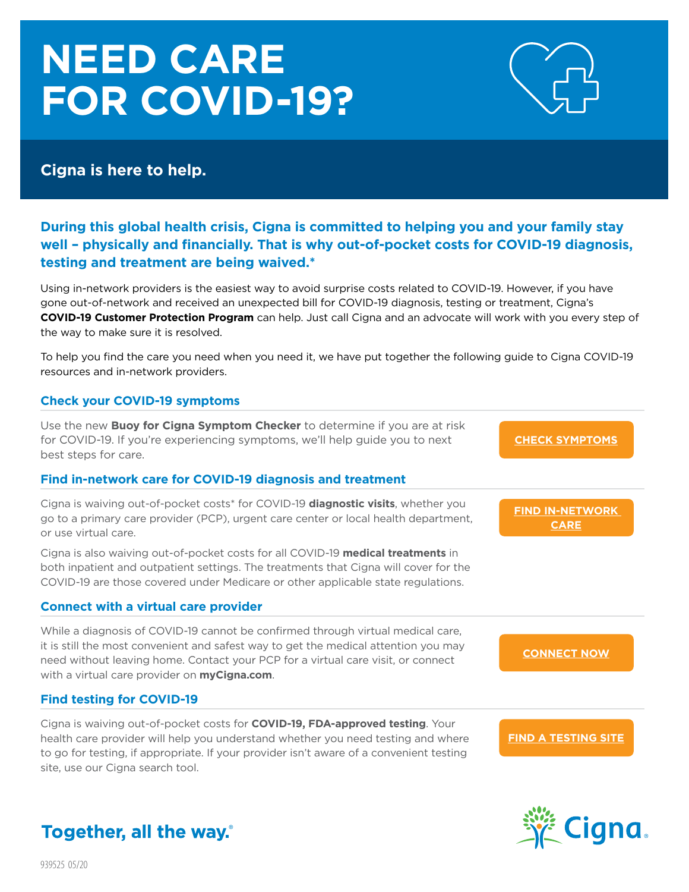# NEED CARE FOR COVID-19?

## Cigna is here to help.

**During this global health crisis, Cigna is committed to helping you and your family stay well – physically and financially. That is why out-of-pocket costs for COVID-19 diagnosis, testing and treatment are being waived.***

Using in-network providers is the easiest way to avoid surprise costs related to COVID-19. However, if you have gone out-of-network and received an unexpected bill for COVID-19 diagnosis, testing or treatment, Cigna's **COVID-19 Customer Protection Program** can help. Just call Cigna and an advocate will work with you every step of the way to make sure it is resolved.

To help you find the care you need when you need it, we have put together the following guide to Cigna COVID-19 resources and in-network providers.

### Check your COVID-19 symptoms

Use the new **Buoy for Cigna Symptom Checker** to determine if you are at risk for COVID-19. If you're experiencing symptoms, we'll help guide you to next best steps for care.

**CHECK SYMPTOMS**

### Find in-network care for COVID-19 diagnosis and treatment

Cigna is waiving out-of-pocket costs* for COVID-19 **diagnostic visits**, whether you go to a primary care provider (PCP), urgent care center or local health department, or use virtual care.

Cigna is also waiving out-of-pocket costs for all COVID-19 **medical treatments** in both inpatient and outpatient settings. The treatments that Cigna will cover for the COVID-19 are those covered under Medicare or other applicable state regulations.

**FIND IN-NETWORK CARE**

### Connect with a virtual care provider

While a diagnosis of COVID-19 cannot be confirmed through virtual medical care, it is still the most convenient and safest way to get the medical attention you may need without leaving home. Contact your PCP for a virtual care visit, or connect with a virtual care provider on **myCigna.com**.

**CONNECT NOW**

### Find testing for COVID-19

Cigna is waiving out-of-pocket costs for **COVID-19, FDA-approved testing**. Your health care provider will help you understand whether you need testing and where to go for testing, if appropriate. If your provider isn't aware of a convenient testing site, use our Cigna search tool.

**FIND A TESTING SITE**

Together, all the way.®

Cigna.

939525 05/20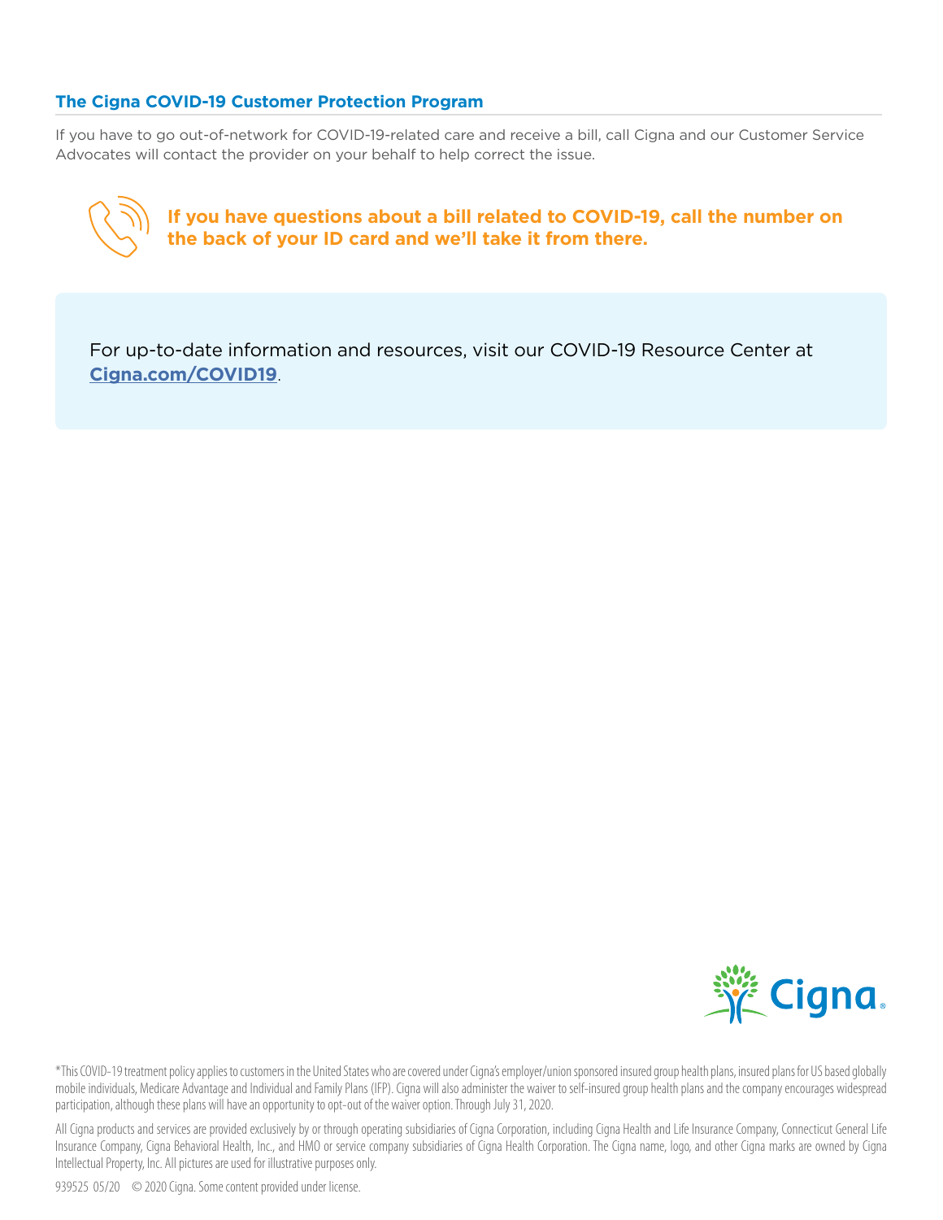### The Cigna COVID-19 Customer Protection Program

If you have to go out-of-network for COVID-19-related care and receive a bill, call Cigna and our Customer Service Advocates will contact the provider on your behalf to help correct the issue.

**If you have questions about a bill related to COVID-19, call the number on the back of your ID card and we'll take it from there.**

For up-to-date information and resources, visit our COVID-19 Resource Center at **Cigna.com/COVID19**.

*This COVID-19 treatment policy applies to customers in the United States who are covered under Cigna's employer/union sponsored insured group health plans, insured plans for US based globally mobile individuals, Medicare Advantage and Individual and Family Plans (IFP). Cigna will also administer the waiver to self-insured group health plans and the company encourages widespread participation, although these plans will have an opportunity to opt-out of the waiver option. Through July 31, 2020.

All Cigna products and services are provided exclusively by or through operating subsidiaries of Cigna Corporation, including Cigna Health and Life Insurance Company, Connecticut General Life Insurance Company, Cigna Behavioral Health, Inc., and HMO or service company subsidiaries of Cigna Health Corporation. The Cigna name, logo, and other Cigna marks are owned by Cigna Intellectual Property, Inc. All pictures are used for illustrative purposes only.

939525 05/20 © 2020 Cigna. Some content provided under license.